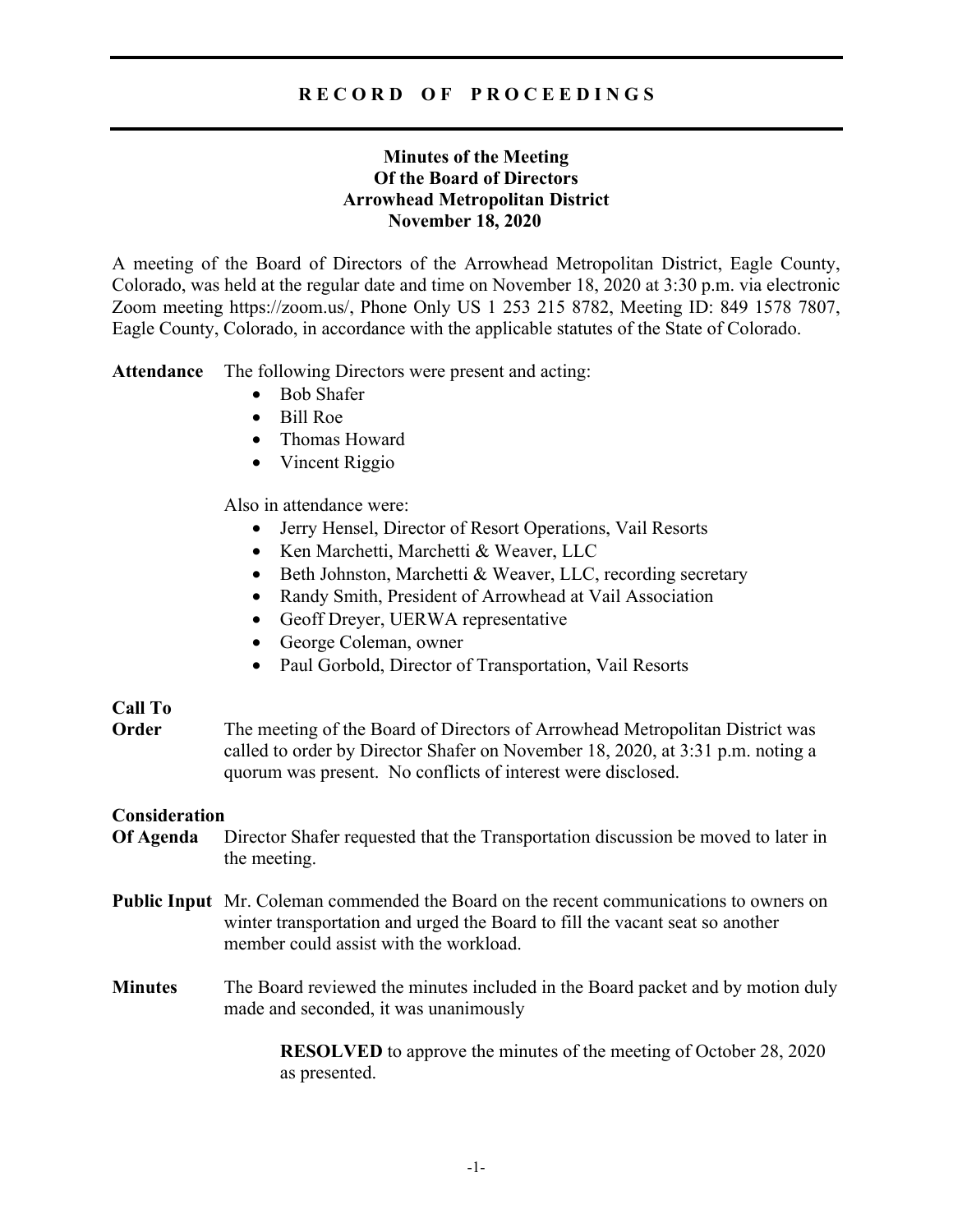# RECORD OF PROCEEDINGS

## Minutes of the Meeting
## Of the Board of Directors
## Arrowhead Metropolitan District
## November 18, 2020

A meeting of the Board of Directors of the Arrowhead Metropolitan District, Eagle County, Colorado, was held at the regular date and time on November 18, 2020 at 3:30 p.m. via electronic Zoom meeting https://zoom.us/, Phone Only US 1 253 215 8782, Meeting ID: 849 1578 7807, Eagle County, Colorado, in accordance with the applicable statutes of the State of Colorado.

**Attendance** The following Directors were present and acting:

- Bob Shafer
- Bill Roe
- Thomas Howard
- Vincent Riggio

Also in attendance were:

- Jerry Hensel, Director of Resort Operations, Vail Resorts
- Ken Marchetti, Marchetti & Weaver, LLC
- Beth Johnston, Marchetti & Weaver, LLC, recording secretary
- Randy Smith, President of Arrowhead at Vail Association
- Geoff Dreyer, UERWA representative
- George Coleman, owner
- Paul Gorbold, Director of Transportation, Vail Resorts

**Call To Order** The meeting of the Board of Directors of Arrowhead Metropolitan District was called to order by Director Shafer on November 18, 2020, at 3:31 p.m. noting a quorum was present. No conflicts of interest were disclosed.

**Consideration Of Agenda** Director Shafer requested that the Transportation discussion be moved to later in the meeting.

**Public Input** Mr. Coleman commended the Board on the recent communications to owners on winter transportation and urged the Board to fill the vacant seat so another member could assist with the workload.

**Minutes** The Board reviewed the minutes included in the Board packet and by motion duly made and seconded, it was unanimously

> **RESOLVED** to approve the minutes of the meeting of October 28, 2020 as presented.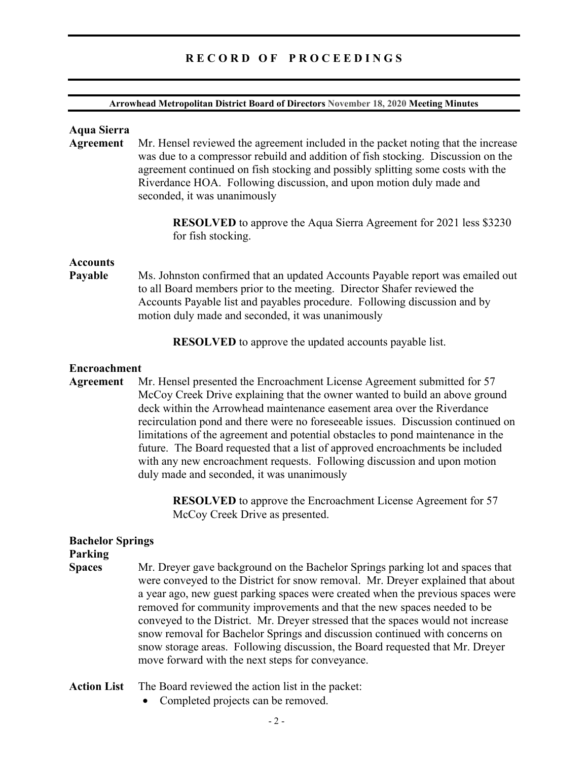**RECORD OF PROCEEDINGS**

**Arrowhead Metropolitan District Board of Directors November 18, 2020 Meeting Minutes**

**Aqua Sierra Agreement**

Mr. Hensel reviewed the agreement included in the packet noting that the increase was due to a compressor rebuild and addition of fish stocking. Discussion on the agreement continued on fish stocking and possibly splitting some costs with the Riverdance HOA. Following discussion, and upon motion duly made and seconded, it was unanimously

> **RESOLVED** to approve the Aqua Sierra Agreement for 2021 less $3230 for fish stocking.

**Accounts Payable**

Ms. Johnston confirmed that an updated Accounts Payable report was emailed out to all Board members prior to the meeting. Director Shafer reviewed the Accounts Payable list and payables procedure. Following discussion and by motion duly made and seconded, it was unanimously

> **RESOLVED** to approve the updated accounts payable list.

**Encroachment Agreement**

Mr. Hensel presented the Encroachment License Agreement submitted for 57 McCoy Creek Drive explaining that the owner wanted to build an above ground deck within the Arrowhead maintenance easement area over the Riverdance recirculation pond and there were no foreseeable issues. Discussion continued on limitations of the agreement and potential obstacles to pond maintenance in the future. The Board requested that a list of approved encroachments be included with any new encroachment requests. Following discussion and upon motion duly made and seconded, it was unanimously

> **RESOLVED** to approve the Encroachment License Agreement for 57 McCoy Creek Drive as presented.

**Bachelor Springs Parking Spaces**

Mr. Dreyer gave background on the Bachelor Springs parking lot and spaces that were conveyed to the District for snow removal. Mr. Dreyer explained that about a year ago, new guest parking spaces were created when the previous spaces were removed for community improvements and that the new spaces needed to be conveyed to the District. Mr. Dreyer stressed that the spaces would not increase snow removal for Bachelor Springs and discussion continued with concerns on snow storage areas. Following discussion, the Board requested that Mr. Dreyer move forward with the next steps for conveyance.

**Action List**

The Board reviewed the action list in the packet:

- Completed projects can be removed.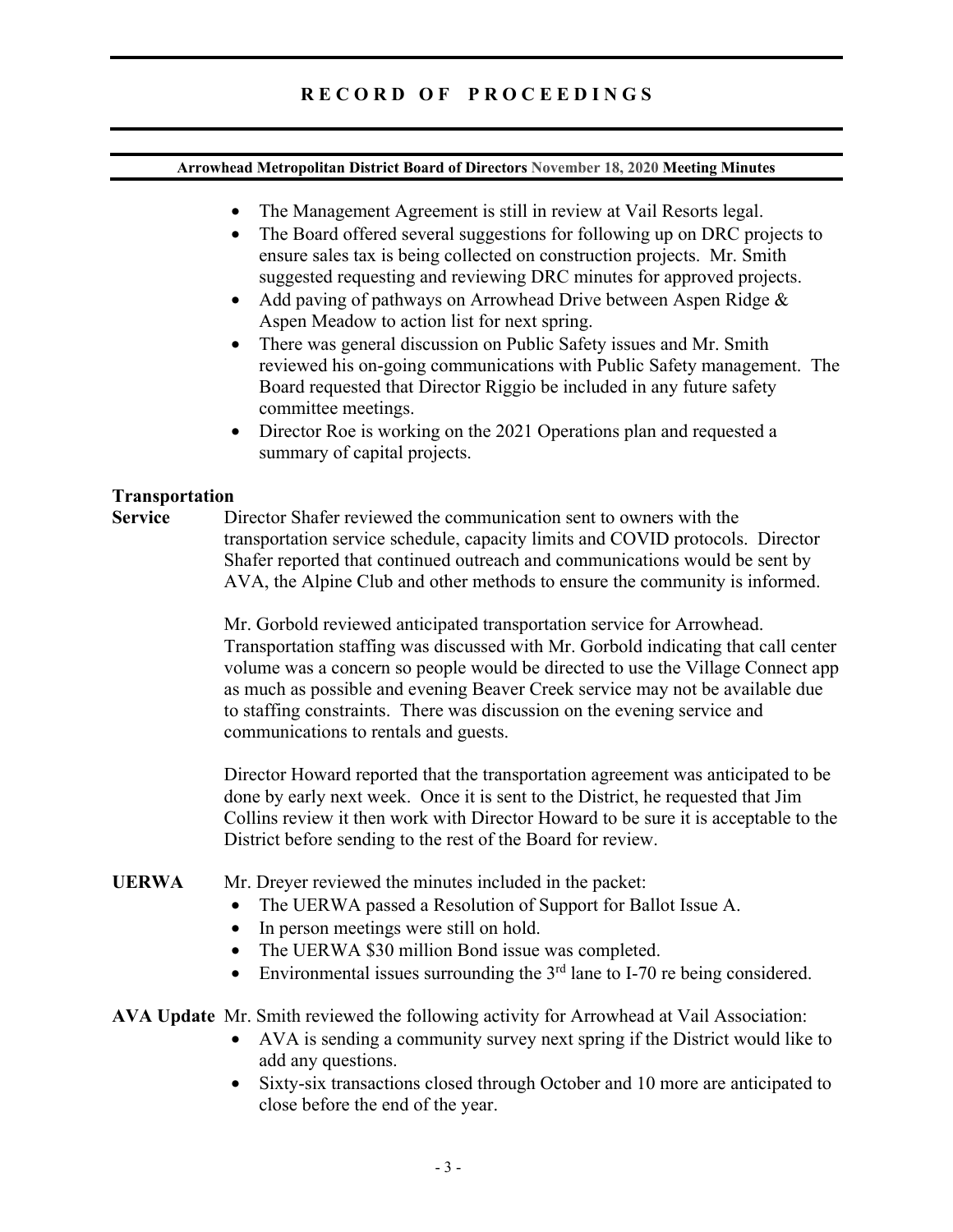- The Management Agreement is still in review at Vail Resorts legal.
- The Board offered several suggestions for following up on DRC projects to ensure sales tax is being collected on construction projects. Mr. Smith suggested requesting and reviewing DRC minutes for approved projects.
- Add paving of pathways on Arrowhead Drive between Aspen Ridge & Aspen Meadow to action list for next spring.
- There was general discussion on Public Safety issues and Mr. Smith reviewed his on-going communications with Public Safety management. The Board requested that Director Riggio be included in any future safety committee meetings.
- Director Roe is working on the 2021 Operations plan and requested a summary of capital projects.

**Transportation Service**

Director Shafer reviewed the communication sent to owners with the transportation service schedule, capacity limits and COVID protocols. Director Shafer reported that continued outreach and communications would be sent by AVA, the Alpine Club and other methods to ensure the community is informed.

Mr. Gorbold reviewed anticipated transportation service for Arrowhead. Transportation staffing was discussed with Mr. Gorbold indicating that call center volume was a concern so people would be directed to use the Village Connect app as much as possible and evening Beaver Creek service may not be available due to staffing constraints. There was discussion on the evening service and communications to rentals and guests.

Director Howard reported that the transportation agreement was anticipated to be done by early next week. Once it is sent to the District, he requested that Jim Collins review it then work with Director Howard to be sure it is acceptable to the District before sending to the rest of the Board for review.

**UERWA**

Mr. Dreyer reviewed the minutes included in the packet:

- The UERWA passed a Resolution of Support for Ballot Issue A.
- In person meetings were still on hold.
- The UERWA $30 million Bond issue was completed.
- Environmental issues surrounding the 3rd lane to I-70 re being considered.

**AVA Update** Mr. Smith reviewed the following activity for Arrowhead at Vail Association:

- AVA is sending a community survey next spring if the District would like to add any questions.
- Sixty-six transactions closed through October and 10 more are anticipated to close before the end of the year.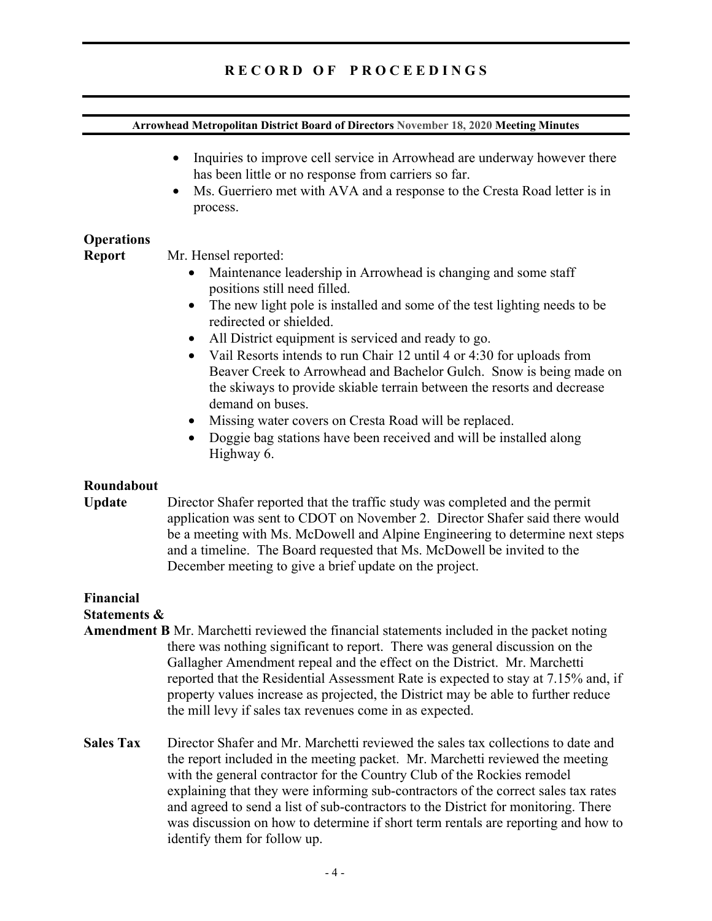- Inquiries to improve cell service in Arrowhead are underway however there has been little or no response from carriers so far.
- Ms. Guerriero met with AVA and a response to the Cresta Road letter is in process.

**Operations Report**

Mr. Hensel reported:

- Maintenance leadership in Arrowhead is changing and some staff positions still need filled.
- The new light pole is installed and some of the test lighting needs to be redirected or shielded.
- All District equipment is serviced and ready to go.
- Vail Resorts intends to run Chair 12 until 4 or 4:30 for uploads from Beaver Creek to Arrowhead and Bachelor Gulch. Snow is being made on the skiways to provide skiable terrain between the resorts and decrease demand on buses.
- Missing water covers on Cresta Road will be replaced.
- Doggie bag stations have been received and will be installed along Highway 6.

**Roundabout Update**

Director Shafer reported that the traffic study was completed and the permit application was sent to CDOT on November 2. Director Shafer said there would be a meeting with Ms. McDowell and Alpine Engineering to determine next steps and a timeline. The Board requested that Ms. McDowell be invited to the December meeting to give a brief update on the project.

**Financial Statements & Amendment B**

Mr. Marchetti reviewed the financial statements included in the packet noting there was nothing significant to report. There was general discussion on the Gallagher Amendment repeal and the effect on the District. Mr. Marchetti reported that the Residential Assessment Rate is expected to stay at 7.15% and, if property values increase as projected, the District may be able to further reduce the mill levy if sales tax revenues come in as expected.

**Sales Tax**

Director Shafer and Mr. Marchetti reviewed the sales tax collections to date and the report included in the meeting packet. Mr. Marchetti reviewed the meeting with the general contractor for the Country Club of the Rockies remodel explaining that they were informing sub-contractors of the correct sales tax rates and agreed to send a list of sub-contractors to the District for monitoring. There was discussion on how to determine if short term rentals are reporting and how to identify them for follow up.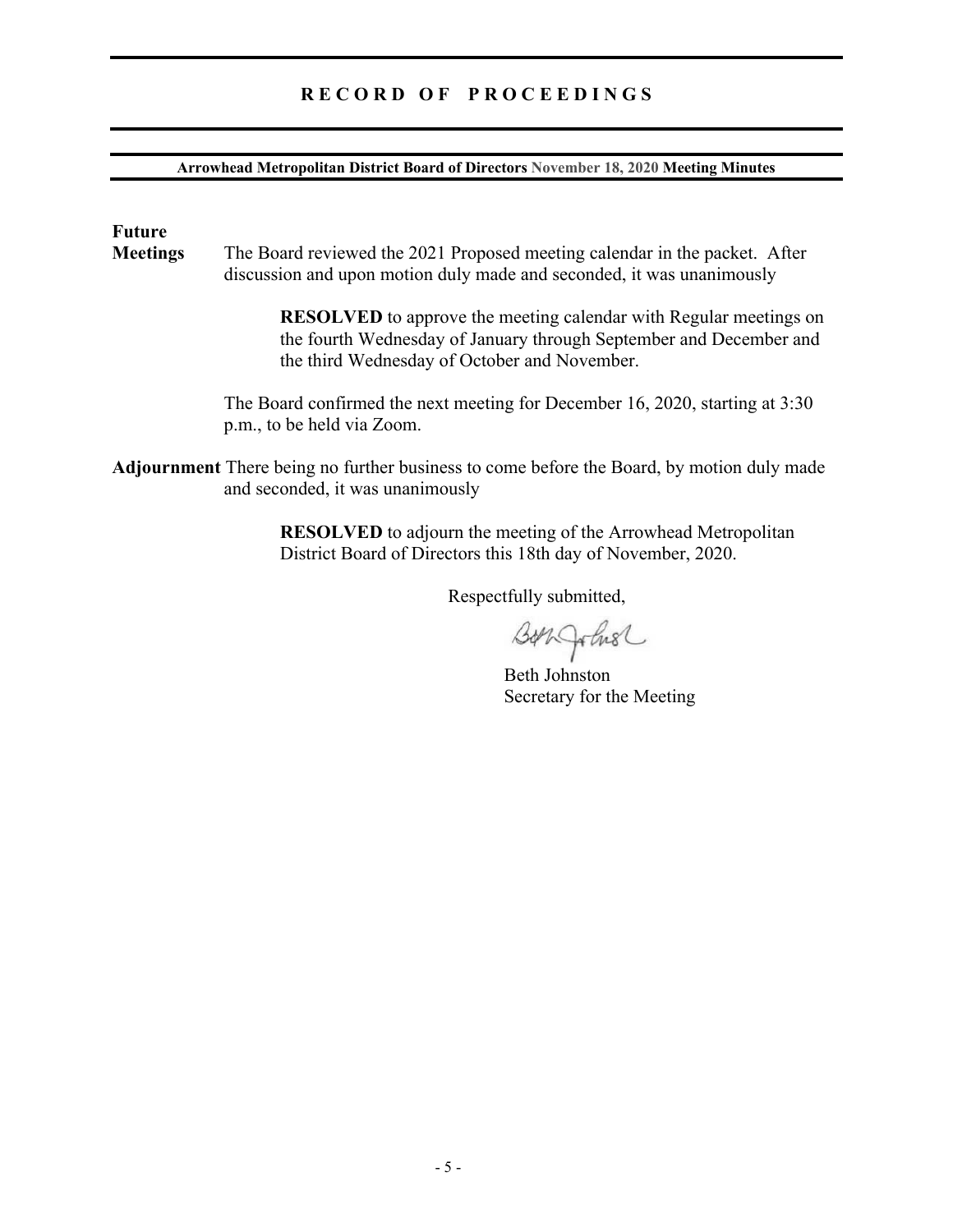**Future Meetings** The Board reviewed the 2021 Proposed meeting calendar in the packet. After discussion and upon motion duly made and seconded, it was unanimously

> **RESOLVED** to approve the meeting calendar with Regular meetings on the fourth Wednesday of January through September and December and the third Wednesday of October and November.

The Board confirmed the next meeting for December 16, 2020, starting at 3:30 p.m., to be held via Zoom.

**Adjournment** There being no further business to come before the Board, by motion duly made and seconded, it was unanimously

> **RESOLVED** to adjourn the meeting of the Arrowhead Metropolitan District Board of Directors this 18th day of November, 2020.

Respectfully submitted,

Beth Johnston
Secretary for the Meeting